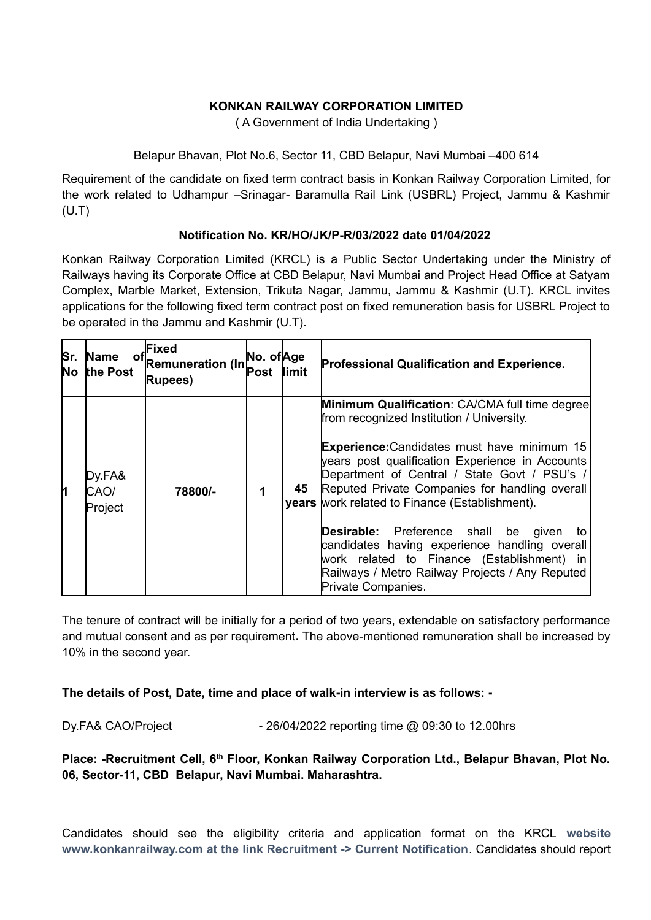**KONKAN RAILWAY CORPORATION LIMITED**

( A Government of India Undertaking )

Belapur Bhavan, Plot No.6, Sector 11, CBD Belapur, Navi Mumbai –400 614

Requirement of the candidate on fixed term contract basis in Konkan Railway Corporation Limited, for the work related to Udhampur –Srinagar- Baramulla Rail Link (USBRL) Project, Jammu & Kashmir (U.T)

**Notification No. KR/HO/JK/P-R/03/2022 date 01/04/2022**

Konkan Railway Corporation Limited (KRCL) is a Public Sector Undertaking under the Ministry of Railways having its Corporate Office at CBD Belapur, Navi Mumbai and Project Head Office at Satyam Complex, Marble Market, Extension, Trikuta Nagar, Jammu, Jammu & Kashmir (U.T). KRCL invites applications for the following fixed term contract post on fixed remuneration basis for USBRL Project to be operated in the Jammu and Kashmir (U.T).

| Sr. No | Name of the Post | Fixed Remuneration (In Rupees) | No. of Post | Age limit | Professional Qualification and Experience. |
|---|---|---|---|---|---|
| 1 | Dy.FA& CAO/ Project | 78800/- | 1 | 45 years | **Minimum Qualification**: CA/CMA full time degree from recognized Institution / University.<br><br>**Experience:**Candidates must have minimum 15 years post qualification Experience in Accounts Department of Central / State Govt / PSU's / Reputed Private Companies for handling overall work related to Finance (Establishment).<br><br>**Desirable:** Preference shall be given to candidates having experience handling overall work related to Finance (Establishment) in Railways / Metro Railway Projects / Any Reputed Private Companies. |

The tenure of contract will be initially for a period of two years, extendable on satisfactory performance and mutual consent and as per requirement**.** The above-mentioned remuneration shall be increased by 10% in the second year.

**The details of Post, Date, time and place of walk-in interview is as follows: -**

Dy.FA& CAO/Project - 26/04/2022 reporting time @ 09:30 to 12.00hrs

**Place: -Recruitment Cell, 6th Floor, Konkan Railway Corporation Ltd., Belapur Bhavan, Plot No. 06, Sector-11, CBD Belapur, Navi Mumbai. Maharashtra.**

Candidates should see the eligibility criteria and application format on the KRCL **website www.konkanrailway.com at the link Recruitment -> Current Notification**. Candidates should report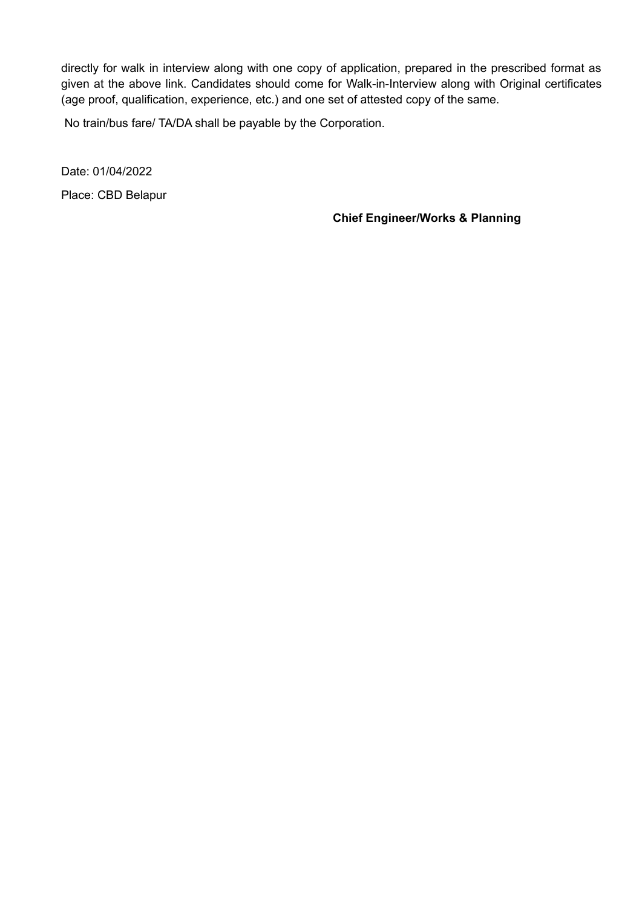directly for walk in interview along with one copy of application, prepared in the prescribed format as given at the above link. Candidates should come for Walk-in-Interview along with Original certificates (age proof, qualification, experience, etc.) and one set of attested copy of the same.

No train/bus fare/ TA/DA shall be payable by the Corporation.

Date: 01/04/2022

Place: CBD Belapur

**Chief Engineer/Works & Planning**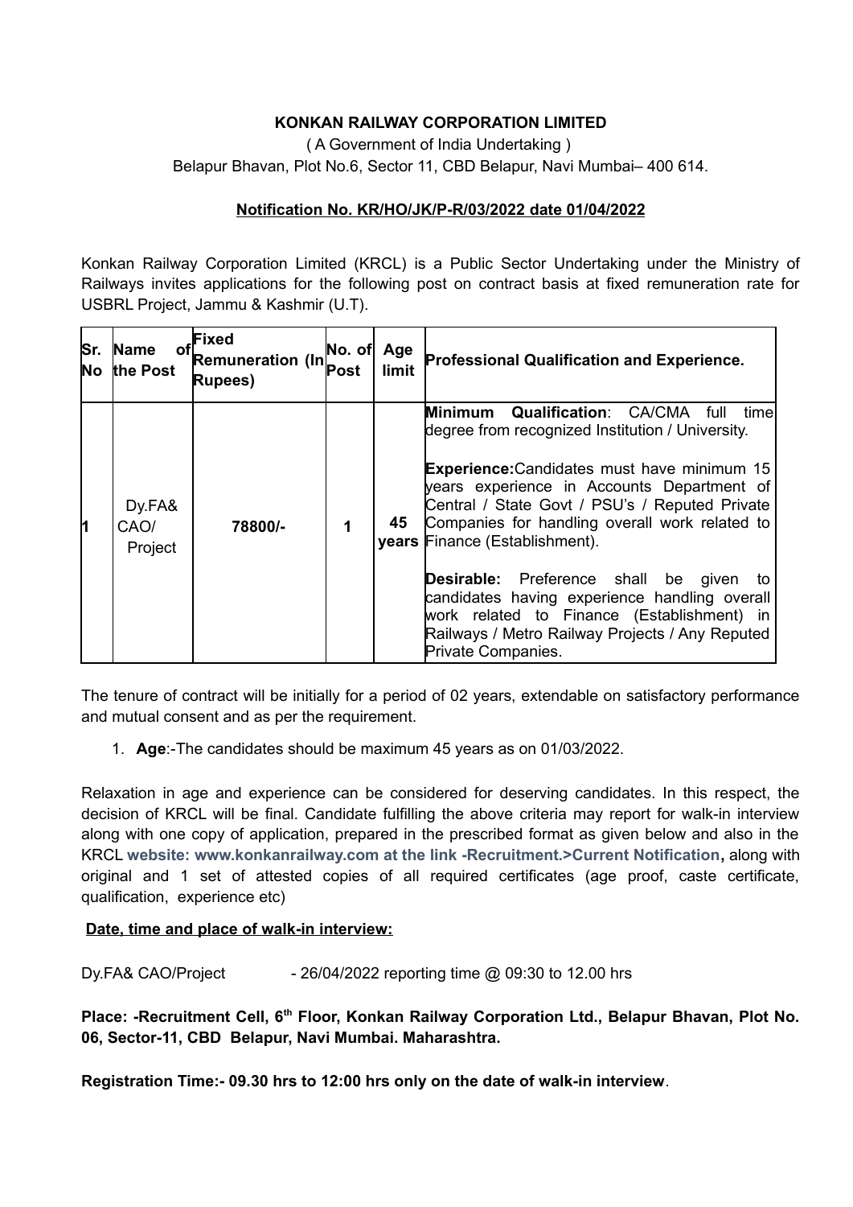**KONKAN RAILWAY CORPORATION LIMITED**

( A Government of India Undertaking )

Belapur Bhavan, Plot No.6, Sector 11, CBD Belapur, Navi Mumbai– 400 614.

**Notification No. KR/HO/JK/P-R/03/2022 date 01/04/2022**

Konkan Railway Corporation Limited (KRCL) is a Public Sector Undertaking under the Ministry of Railways invites applications for the following post on contract basis at fixed remuneration rate for USBRL Project, Jammu & Kashmir (U.T).

| Sr. No | Name of the Post | Fixed Remuneration (In Rupees) | No. of Post | Age limit | Professional Qualification and Experience. |
|---|---|---|---|---|---|
| 1 | Dy.FA& CAO/ Project | 78800/- | 1 | 45 years | **Minimum Qualification**: CA/CMA full time degree from recognized Institution / University.<br><br>**Experience:**Candidates must have minimum 15 years experience in Accounts Department of Central / State Govt / PSU's / Reputed Private Companies for handling overall work related to Finance (Establishment).<br><br>**Desirable:** Preference shall be given to candidates having experience handling overall work related to Finance (Establishment) in Railways / Metro Railway Projects / Any Reputed Private Companies. |

The tenure of contract will be initially for a period of 02 years, extendable on satisfactory performance and mutual consent and as per the requirement.

1. **Age**:-The candidates should be maximum 45 years as on 01/03/2022.

Relaxation in age and experience can be considered for deserving candidates. In this respect, the decision of KRCL will be final. Candidate fulfilling the above criteria may report for walk-in interview along with one copy of application, prepared in the prescribed format as given below and also in the KRCL **website: www.konkanrailway.com at the link -Recruitment.>Current Notification,** along with original and 1 set of attested copies of all required certificates (age proof, caste certificate, qualification, experience etc)

**Date, time and place of walk-in interview:**

Dy.FA& CAO/Project - 26/04/2022 reporting time @ 09:30 to 12.00 hrs

**Place: -Recruitment Cell, 6th Floor, Konkan Railway Corporation Ltd., Belapur Bhavan, Plot No. 06, Sector-11, CBD Belapur, Navi Mumbai. Maharashtra.**

**Registration Time:- 09.30 hrs to 12:00 hrs only on the date of walk-in interview**.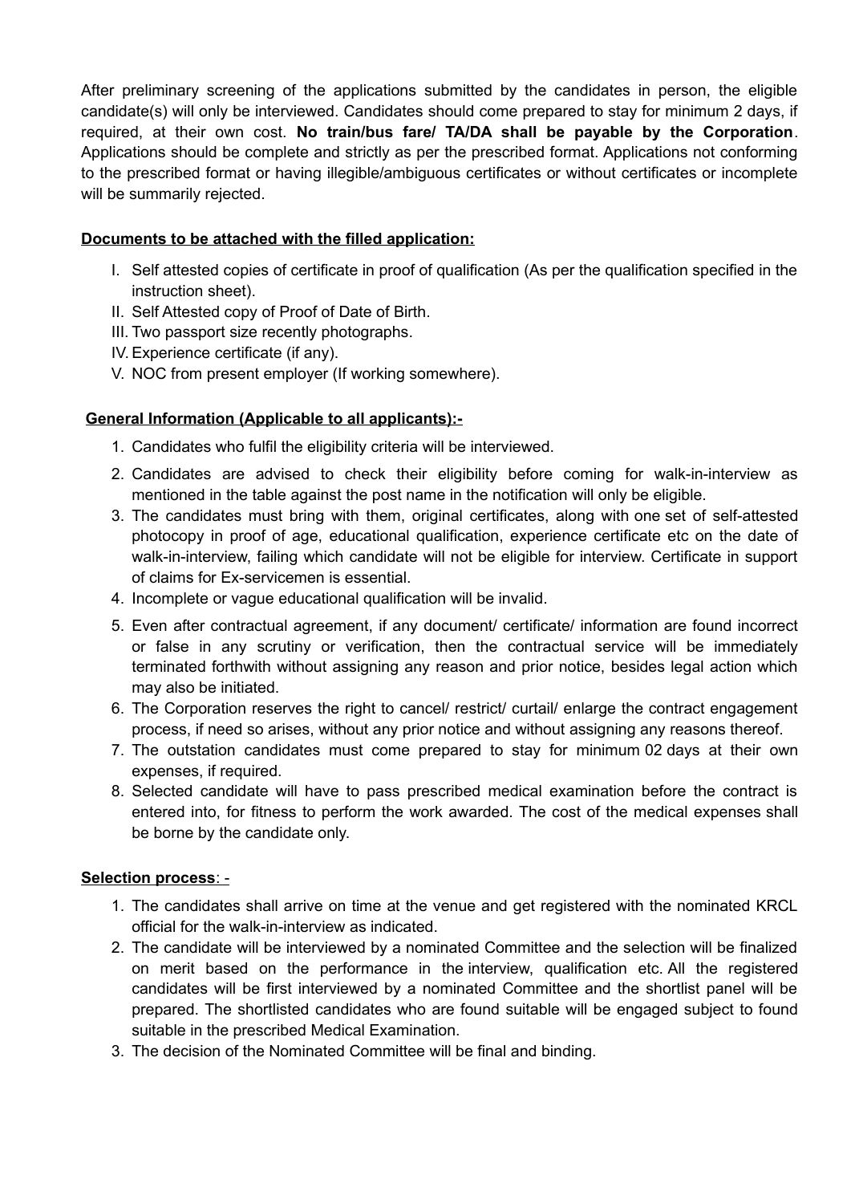After preliminary screening of the applications submitted by the candidates in person, the eligible candidate(s) will only be interviewed. Candidates should come prepared to stay for minimum 2 days, if required, at their own cost. **No train/bus fare/ TA/DA shall be payable by the Corporation**. Applications should be complete and strictly as per the prescribed format. Applications not conforming to the prescribed format or having illegible/ambiguous certificates or without certificates or incomplete will be summarily rejected.

**Documents to be attached with the filled application:**

I. Self attested copies of certificate in proof of qualification (As per the qualification specified in the instruction sheet).
II. Self Attested copy of Proof of Date of Birth.
III. Two passport size recently photographs.
IV. Experience certificate (if any).
V. NOC from present employer (If working somewhere).

**General Information (Applicable to all applicants):-**

1. Candidates who fulfil the eligibility criteria will be interviewed.
2. Candidates are advised to check their eligibility before coming for walk-in-interview as mentioned in the table against the post name in the notification will only be eligible.
3. The candidates must bring with them, original certificates, along with one set of self-attested photocopy in proof of age, educational qualification, experience certificate etc on the date of walk-in-interview, failing which candidate will not be eligible for interview. Certificate in support of claims for Ex-servicemen is essential.
4. Incomplete or vague educational qualification will be invalid.
5. Even after contractual agreement, if any document/ certificate/ information are found incorrect or false in any scrutiny or verification, then the contractual service will be immediately terminated forthwith without assigning any reason and prior notice, besides legal action which may also be initiated.
6. The Corporation reserves the right to cancel/ restrict/ curtail/ enlarge the contract engagement process, if need so arises, without any prior notice and without assigning any reasons thereof.
7. The outstation candidates must come prepared to stay for minimum 02 days at their own expenses, if required.
8. Selected candidate will have to pass prescribed medical examination before the contract is entered into, for fitness to perform the work awarded. The cost of the medical expenses shall be borne by the candidate only.

**Selection process**: -

1. The candidates shall arrive on time at the venue and get registered with the nominated KRCL official for the walk-in-interview as indicated.
2. The candidate will be interviewed by a nominated Committee and the selection will be finalized on merit based on the performance in the interview, qualification etc. All the registered candidates will be first interviewed by a nominated Committee and the shortlist panel will be prepared. The shortlisted candidates who are found suitable will be engaged subject to found suitable in the prescribed Medical Examination.
3. The decision of the Nominated Committee will be final and binding.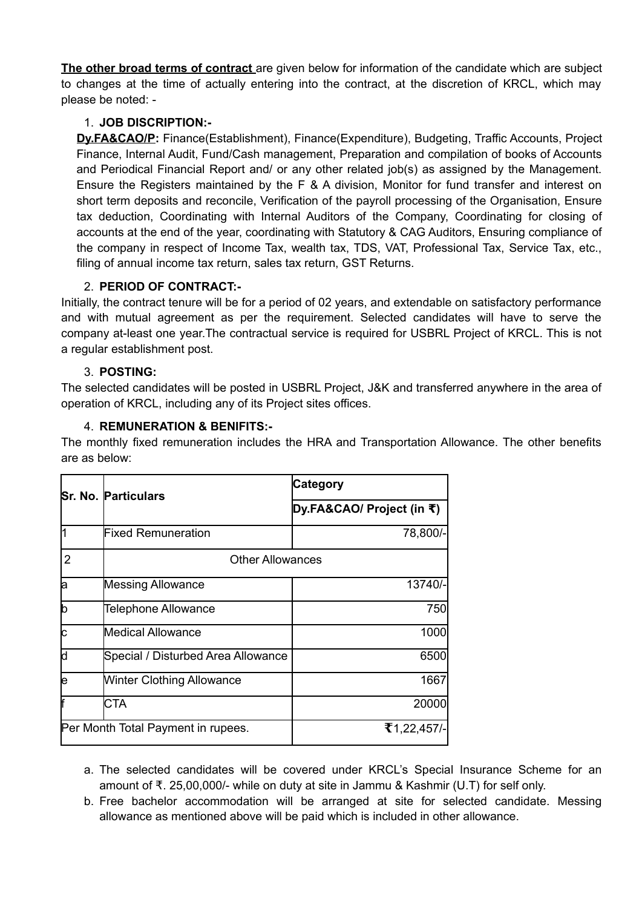**The other broad terms of contract** are given below for information of the candidate which are subject to changes at the time of actually entering into the contract, at the discretion of KRCL, which may please be noted: -

1. **JOB DISCRIPTION:-**

**Dy.FA&CAO/P:** Finance(Establishment), Finance(Expenditure), Budgeting, Traffic Accounts, Project Finance, Internal Audit, Fund/Cash management, Preparation and compilation of books of Accounts and Periodical Financial Report and/ or any other related job(s) as assigned by the Management. Ensure the Registers maintained by the F & A division, Monitor for fund transfer and interest on short term deposits and reconcile, Verification of the payroll processing of the Organisation, Ensure tax deduction, Coordinating with Internal Auditors of the Company, Coordinating for closing of accounts at the end of the year, coordinating with Statutory & CAG Auditors, Ensuring compliance of the company in respect of Income Tax, wealth tax, TDS, VAT, Professional Tax, Service Tax, etc., filing of annual income tax return, sales tax return, GST Returns.

2. **PERIOD OF CONTRACT:-**

Initially, the contract tenure will be for a period of 02 years, and extendable on satisfactory performance and with mutual agreement as per the requirement. Selected candidates will have to serve the company at-least one year.The contractual service is required for USBRL Project of KRCL. This is not a regular establishment post.

3. **POSTING:**

The selected candidates will be posted in USBRL Project, J&K and transferred anywhere in the area of operation of KRCL, including any of its Project sites offices.

4. **REMUNERATION & BENIFITS:-**

The monthly fixed remuneration includes the HRA and Transportation Allowance. The other benefits are as below:

| Sr. No. | Particulars | Category |
|---|---|---|
| | | Dy.FA&CAO/ Project (in ₹) |
| 1 | Fixed Remuneration | 78,800/- |
| 2 | Other Allowances | |
| a | Messing Allowance | 13740/- |
| b | Telephone Allowance | 750 |
| c | Medical Allowance | 1000 |
| d | Special / Disturbed Area Allowance | 6500 |
| e | Winter Clothing Allowance | 1667 |
| f | CTA | 20000 |
| Per Month Total Payment in rupees. | | ₹1,22,457/- |

a. The selected candidates will be covered under KRCL's Special Insurance Scheme for an amount of ₹. 25,00,000/- while on duty at site in Jammu & Kashmir (U.T) for self only.

b. Free bachelor accommodation will be arranged at site for selected candidate. Messing allowance as mentioned above will be paid which is included in other allowance.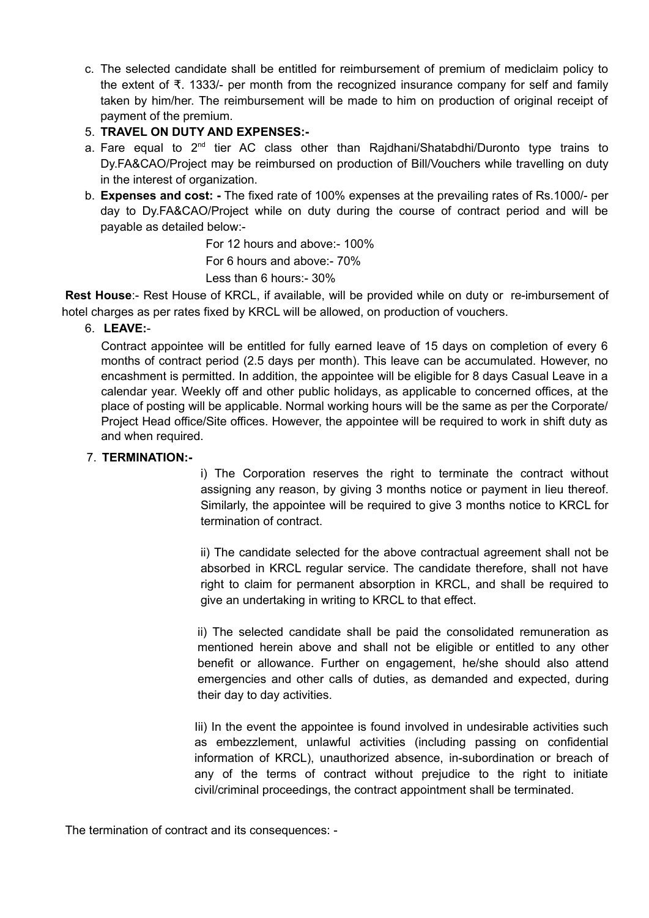c. The selected candidate shall be entitled for reimbursement of premium of mediclaim policy to the extent of ₹. 1333/- per month from the recognized insurance company for self and family taken by him/her. The reimbursement will be made to him on production of original receipt of payment of the premium.

5. **TRAVEL ON DUTY AND EXPENSES:-**

a. Fare equal to 2nd tier AC class other than Rajdhani/Shatabdhi/Duronto type trains to Dy.FA&CAO/Project may be reimbursed on production of Bill/Vouchers while travelling on duty in the interest of organization.

b. **Expenses and cost: -** The fixed rate of 100% expenses at the prevailing rates of Rs.1000/- per day to Dy.FA&CAO/Project while on duty during the course of contract period and will be payable as detailed below:-

For 12 hours and above:- 100%

For 6 hours and above:- 70%

Less than 6 hours:- 30%

**Rest House**:- Rest House of KRCL, if available, will be provided while on duty or re-imbursement of hotel charges as per rates fixed by KRCL will be allowed, on production of vouchers.

6. **LEAVE:**-

Contract appointee will be entitled for fully earned leave of 15 days on completion of every 6 months of contract period (2.5 days per month). This leave can be accumulated. However, no encashment is permitted. In addition, the appointee will be eligible for 8 days Casual Leave in a calendar year. Weekly off and other public holidays, as applicable to concerned offices, at the place of posting will be applicable. Normal working hours will be the same as per the Corporate/ Project Head office/Site offices. However, the appointee will be required to work in shift duty as and when required.

7. **TERMINATION:-**

i) The Corporation reserves the right to terminate the contract without assigning any reason, by giving 3 months notice or payment in lieu thereof. Similarly, the appointee will be required to give 3 months notice to KRCL for termination of contract.

ii) The candidate selected for the above contractual agreement shall not be absorbed in KRCL regular service. The candidate therefore, shall not have right to claim for permanent absorption in KRCL, and shall be required to give an undertaking in writing to KRCL to that effect.

ii) The selected candidate shall be paid the consolidated remuneration as mentioned herein above and shall not be eligible or entitled to any other benefit or allowance. Further on engagement, he/she should also attend emergencies and other calls of duties, as demanded and expected, during their day to day activities.

Iii) In the event the appointee is found involved in undesirable activities such as embezzlement, unlawful activities (including passing on confidential information of KRCL), unauthorized absence, in-subordination or breach of any of the terms of contract without prejudice to the right to initiate civil/criminal proceedings, the contract appointment shall be terminated.

The termination of contract and its consequences: -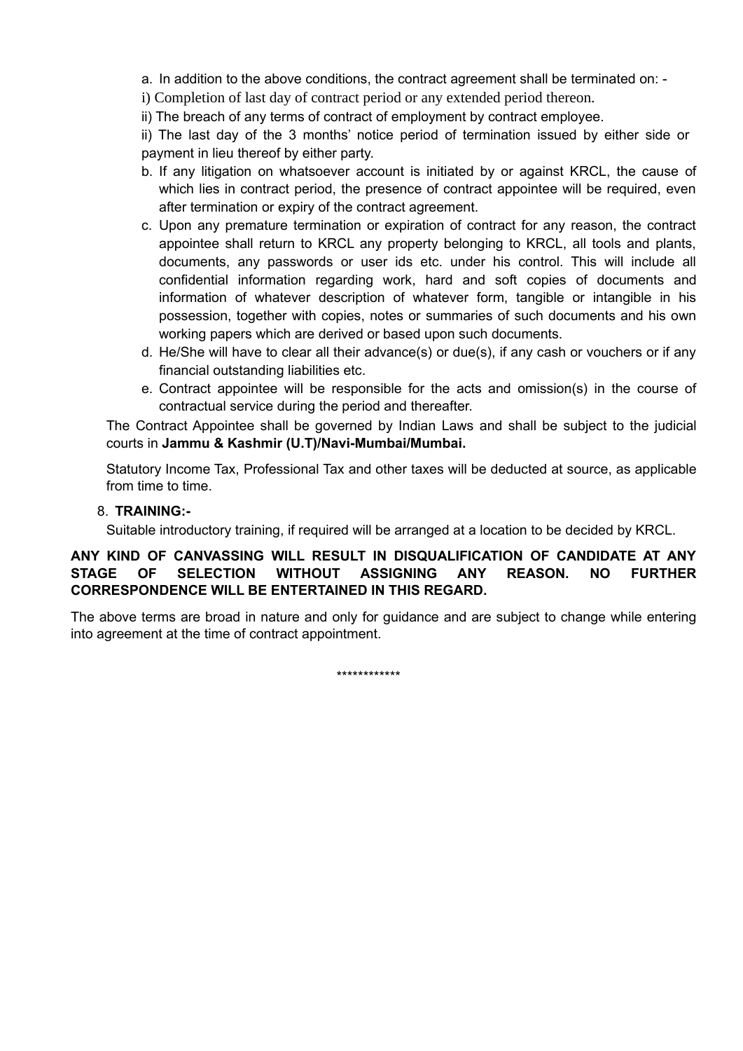a. In addition to the above conditions, the contract agreement shall be terminated on: -

i) Completion of last day of contract period or any extended period thereon.

ii) The breach of any terms of contract of employment by contract employee.

ii) The last day of the 3 months' notice period of termination issued by either side or payment in lieu thereof by either party.

b. If any litigation on whatsoever account is initiated by or against KRCL, the cause of which lies in contract period, the presence of contract appointee will be required, even after termination or expiry of the contract agreement.

c. Upon any premature termination or expiration of contract for any reason, the contract appointee shall return to KRCL any property belonging to KRCL, all tools and plants, documents, any passwords or user ids etc. under his control. This will include all confidential information regarding work, hard and soft copies of documents and information of whatever description of whatever form, tangible or intangible in his possession, together with copies, notes or summaries of such documents and his own working papers which are derived or based upon such documents.

d. He/She will have to clear all their advance(s) or due(s), if any cash or vouchers or if any financial outstanding liabilities etc.

e. Contract appointee will be responsible for the acts and omission(s) in the course of contractual service during the period and thereafter.

The Contract Appointee shall be governed by Indian Laws and shall be subject to the judicial courts in **Jammu & Kashmir (U.T)/Navi-Mumbai/Mumbai.**

Statutory Income Tax, Professional Tax and other taxes will be deducted at source, as applicable from time to time.

8. **TRAINING:-**

Suitable introductory training, if required will be arranged at a location to be decided by KRCL.

**ANY KIND OF CANVASSING WILL RESULT IN DISQUALIFICATION OF CANDIDATE AT ANY STAGE OF SELECTION WITHOUT ASSIGNING ANY REASON. NO FURTHER CORRESPONDENCE WILL BE ENTERTAINED IN THIS REGARD.**

The above terms are broad in nature and only for guidance and are subject to change while entering into agreement at the time of contract appointment.

************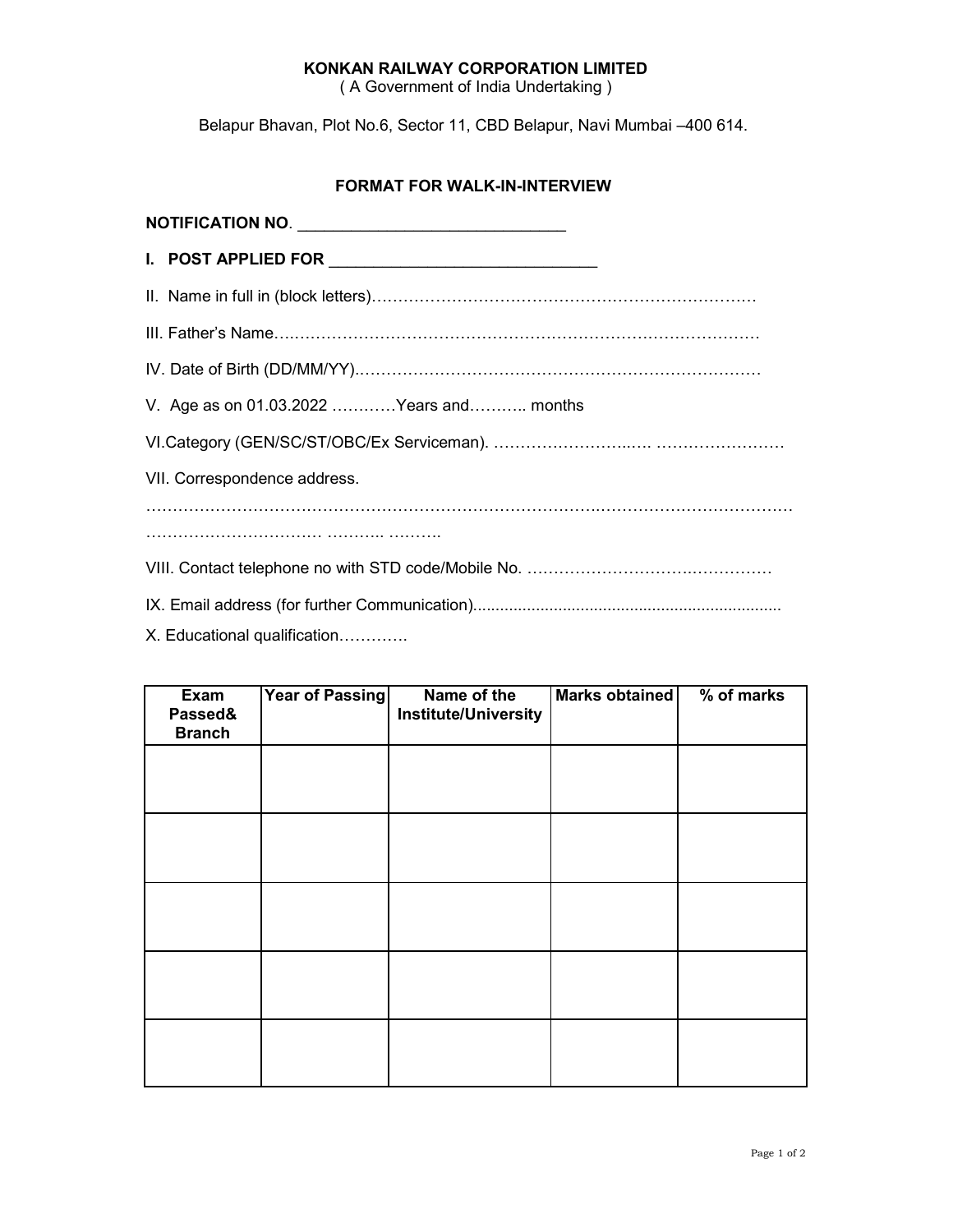**KONKAN RAILWAY CORPORATION LIMITED**
( A Government of India Undertaking )

Belapur Bhavan, Plot No.6, Sector 11, CBD Belapur, Navi Mumbai –400 614.

**FORMAT FOR WALK-IN-INTERVIEW**

**NOTIFICATION NO**. ______________________________

**I. POST APPLIED FOR** ______________________________

II. Name in full in (block letters)………………………………………………………………

III. Father's Name…………………………………………………………………………………

IV. Date of Birth (DD/MM/YY).…………………………………………………………………

V. Age as on 01.03.2022 …………Years and……….. months

VI.Category (GEN/SC/ST/OBC/Ex Serviceman). ……………………..…. ……………………

VII. Correspondence address.

……………………………………………………………………………………………………………
…………………………… ……….. ……….

VIII. Contact telephone no with STD code/Mobile No. ……………………………………….

IX. Email address (for further Communication)....................................................................

X. Educational qualification………….

| Exam Passed& Branch | Year of Passing | Name of the Institute/University | Marks obtained | % of marks |
|---|---|---|---|---|
| | | | | |
| | | | | |
| | | | | |
| | | | | |
| | | | | |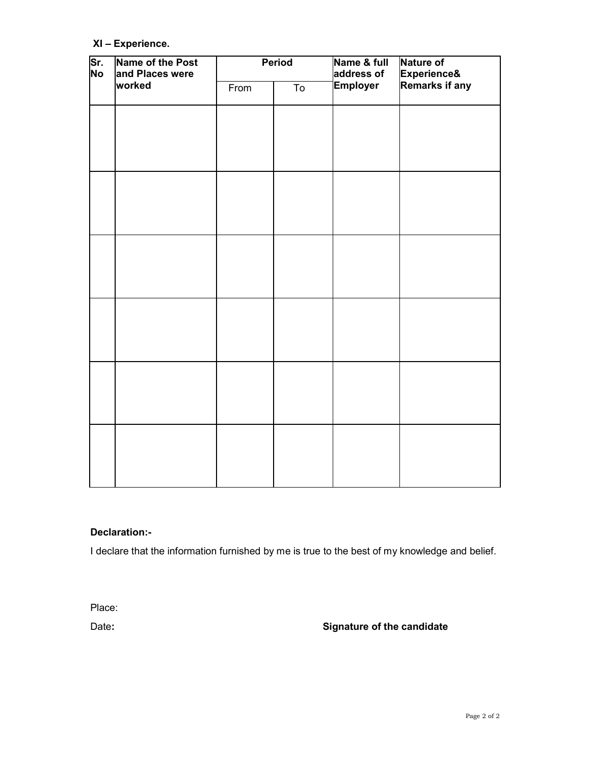**XI – Experience.**

| Sr. No | Name of the Post and Places were worked | Period | | Name & full address of Employer | Nature of Experience& Remarks if any |
|---|---|---|---|---|---|
| | | From | To | | |
| | | | | | |
| | | | | | |
| | | | | | |
| | | | | | |
| | | | | | |
| | | | | | |

**Declaration:-**

I declare that the information furnished by me is true to the best of my knowledge and belief.

Place:

Date**:** **Signature of the candidate**